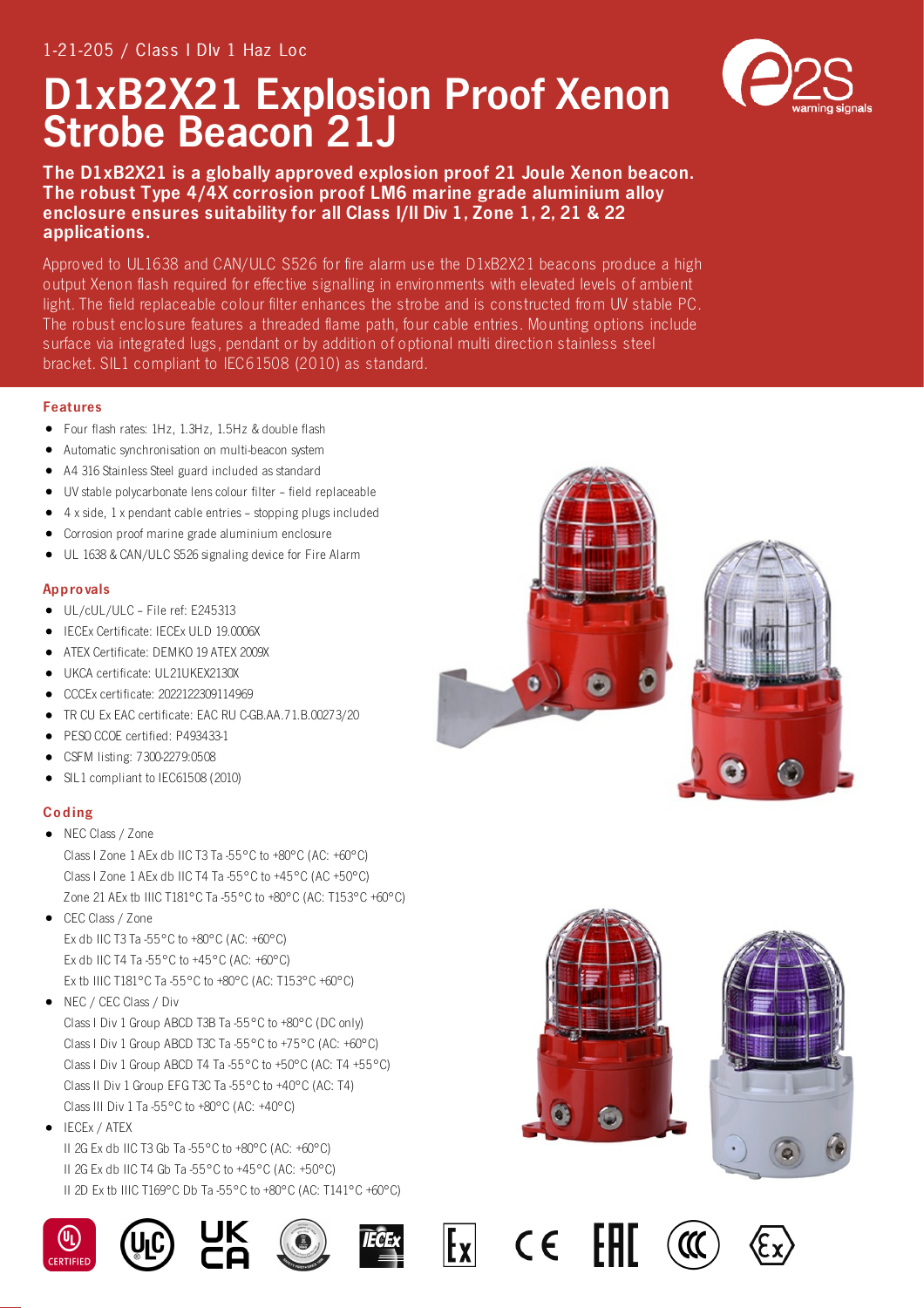1-21-205 / Class I DIv 1 Haz Loc

# D1xB2X21 Explosion Proof Xenon Strobe Beacon 21J

**The D1xB2X21 is a globally approved explosion proof 21 Joule Xenon beacon. The robust Type 4/4X corrosion proof LM6 marine grade aluminium alloy enclosure ensures suitability for all Class I/II Div 1, Zone 1, 2, 21 & 22 applications.**

Approved to UL1638 and CAN/ULC S526 for fire alarm use the D1xB2X21 beacons produce a high output Xenon flash required for effective signalling in environments with elevated levels of ambient light. The field replaceable colour filter enhances the strobe and is constructed from UV stable PC. The robust enclosure features a threaded flame path, four cable entries. Mounting options include surface via integrated lugs, pendant or by addition of optional multi direction stainless steel bracket. SIL1 compliant to IEC61508 (2010) as standard.

## Features

- Four flash rates: 1Hz, 1.3Hz, 1.5Hz & double flash
- Automatic synchronisation on multi-beacon system
- A4 316 Stainless Steel guard included as standard
- UV stable polycarbonate lens colour filter – field replaceable
- 4 x side, 1 x pendant cable entries – stopping plugs included
- Corrosion proof marine grade aluminium enclosure
- UL 1638 & CAN/ULC S526 signaling device for Fire Alarm

## Approvals

- UL/cUL/ULC – File ref: E245313
- IECEx Certificate: IECEx ULD 19.0006X
- ATEX Certificate: DEMKO 19 ATEX 2009X
- UKCA certificate: UL21UKEX2130X
- CCCEx certificate: 2022122309114969
- TR CU Ex EAC certificate: EAC RU C-GB.AA.71.B.00273/20
- PESO CCOE certified: P493433-1
- CSFM listing: 7300-2279:0508
- SIL1 compliant to IEC61508 (2010)

## Coding

- NEC Class / Zone
  Class I Zone 1 AEx db IIC T3 Ta -55°C to +80°C (AC: +60°C)
  Class I Zone 1 AEx db IIC T4 Ta -55°C to +45°C (AC +50°C)
  Zone 21 AEx tb IIIC T181°C Ta -55°C to +80°C (AC: T153°C +60°C)
- CEC Class / Zone
  Ex db IIC T3 Ta -55°C to +80°C (AC: +60°C)
  Ex db IIC T4 Ta -55°C to +45°C (AC: +60°C)
  Ex tb IIIC T181°C Ta -55°C to +80°C (AC: T153°C +60°C)
- NEC / CEC Class / Div
  Class I Div 1 Group ABCD T3B Ta -55°C to +80°C (DC only)
  Class I Div 1 Group ABCD T3C Ta -55°C to +75°C (AC: +60°C)
  Class I Div 1 Group ABCD T4 Ta -55°C to +50°C (AC: T4 +55°C)
  Class II Div 1 Group EFG T3C Ta -55°C to +40°C (AC: T4)
  Class III Div 1 Ta -55°C to +80°C (AC: +40°C)
- IECEx / ATEX
  II 2G Ex db IIC T3 Gb Ta -55°C to +80°C (AC: +60°C)
  II 2G Ex db IIC T4 Gb Ta -55°C to +45°C (AC: +50°C)
  II 2D Ex tb IIIC T169°C Db Ta -55°C to +80°C (AC: T141°C +60°C)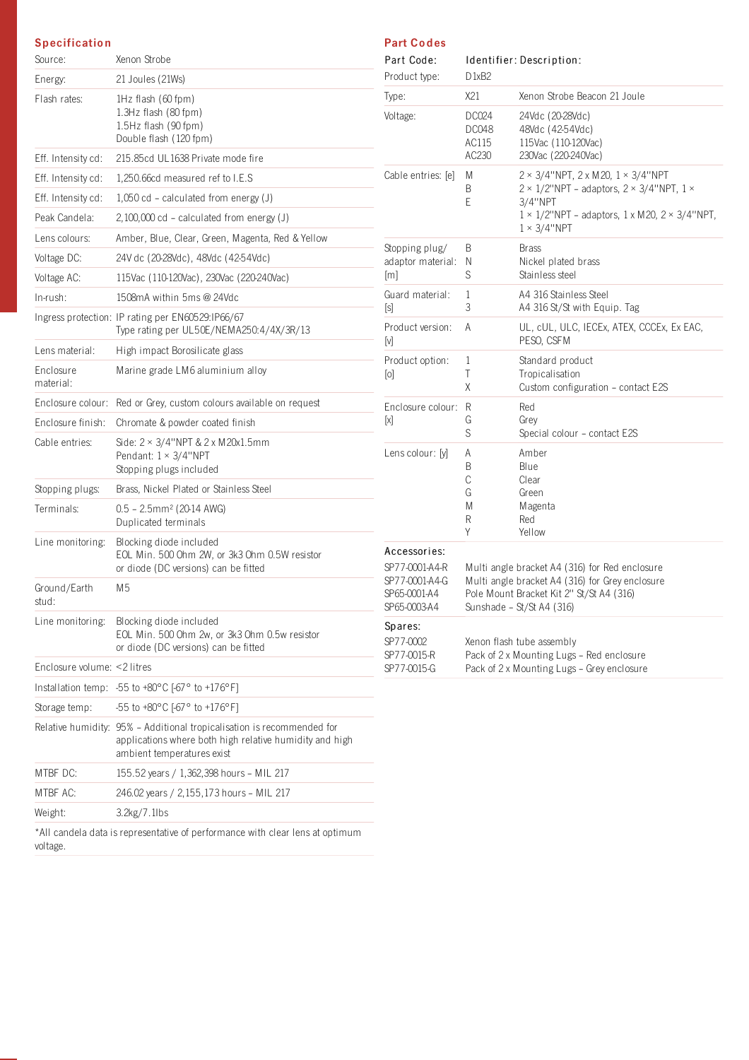## Specification

| | |
|---|---|
| Source: | Xenon Strobe |
| Energy: | 21 Joules (21Ws) |
| Flash rates: | 1Hz flash (60 fpm)<br>1.3Hz flash (80 fpm)<br>1.5Hz flash (90 fpm)<br>Double flash (120 fpm) |
| Eff. Intensity cd: | 215.85cd UL1638 Private mode fire |
| Eff. Intensity cd: | 1,250.66cd measured ref to I.E.S |
| Eff. Intensity cd: | 1,050 cd – calculated from energy (J) |
| Peak Candela: | 2,100,000 cd – calculated from energy (J) |
| Lens colours: | Amber, Blue, Clear, Green, Magenta, Red & Yellow |
| Voltage DC: | 24V dc (20-28Vdc), 48Vdc (42-54Vdc) |
| Voltage AC: | 115Vac (110-120Vac), 230Vac (220-240Vac) |
| In-rush: | 1508mA within 5ms @ 24Vdc |
| Ingress protection: | IP rating per EN60529:IP66/67<br>Type rating per UL50E/NEMA250:4/4X/3R/13 |
| Lens material: | High impact Borosilicate glass |
| Enclosure material: | Marine grade LM6 aluminium alloy |
| Enclosure colour: | Red or Grey, custom colours available on request |
| Enclosure finish: | Chromate & powder coated finish |
| Cable entries: | Side: 2 × 3/4"NPT & 2 x M20x1.5mm<br>Pendant: 1 × 3/4"NPT<br>Stopping plugs included |
| Stopping plugs: | Brass, Nickel Plated or Stainless Steel |
| Terminals: | 0.5 – 2.5mm² (20-14 AWG)<br>Duplicated terminals |
| Line monitoring: | Blocking diode included<br>EOL Min. 500 Ohm 2W, or 3k3 Ohm 0.5W resistor or diode (DC versions) can be fitted |
| Ground/Earth stud: | M5 |
| Line monitoring: | Blocking diode included<br>EOL Min. 500 Ohm 2w, or 3k3 Ohm 0.5w resistor or diode (DC versions) can be fitted |
| Enclosure volume: | <2 litres |
| Installation temp: | -55 to +80°C [-67° to +176°F] |
| Storage temp: | -55 to +80°C [-67° to +176°F] |
| Relative humidity: | 95% – Additional tropicalisation is recommended for applications where both high relative humidity and high ambient temperatures exist |
| MTBF DC: | 155.52 years / 1,362,398 hours – MIL 217 |
| MTBF AC: | 246.02 years / 2,155,173 hours – MIL 217 |
| Weight: | 3.2kg/7.1lbs |

*All candela data is representative of performance with clear lens at optimum voltage.

## Part Codes

| Part Code: | Identifier: | Description: |
|---|---|---|
| Product type: | D1xB2 | |
| Type: | X21 | Xenon Strobe Beacon 21 Joule |
| Voltage: | DC024<br>DC048<br>AC115<br>AC230 | 24Vdc (20-28Vdc)<br>48Vdc (42-54Vdc)<br>115Vac (110-120Vac)<br>230Vac (220-240Vac) |
| Cable entries: [e] | M<br>B<br>E | 2 × 3/4"NPT, 2 x M20, 1 × 3/4"NPT<br>2 × 1/2"NPT – adaptors, 2 × 3/4"NPT, 1 × 3/4"NPT<br>1 × 1/2"NPT – adaptors, 1 x M20, 2 × 3/4"NPT, 1 × 3/4"NPT |
| Stopping plug/ adaptor material: [m] | B<br>N<br>S | Brass<br>Nickel plated brass<br>Stainless steel |
| Guard material: [s] | 1<br>3 | A4 316 Stainless Steel<br>A4 316 St/St with Equip. Tag |
| Product version: [v] | A | UL, cUL, ULC, IECEx, ATEX, CCCEx, Ex EAC, PESO, CSFM |
| Product option: [o] | 1<br>T<br>X | Standard product<br>Tropicalisation<br>Custom configuration – contact E2S |
| Enclosure colour: [x] | R<br>G<br>S | Red<br>Grey<br>Special colour – contact E2S |
| Lens colour: [y] | A<br>B<br>C<br>G<br>M<br>R<br>Y | Amber<br>Blue<br>Clear<br>Green<br>Magenta<br>Red<br>Yellow |

### Accessories:

| | |
|---|---|
| SP77-0001-A4-R | Multi angle bracket A4 (316) for Red enclosure |
| SP77-0001-A4-G | Multi angle bracket A4 (316) for Grey enclosure |
| SP65-0001-A4 | Pole Mount Bracket Kit 2" St/St A4 (316) |
| SP65-0003-A4 | Sunshade – St/St A4 (316) |

### Spares:

| | |
|---|---|
| SP77-0002 | Xenon flash tube assembly |
| SP77-0015-R | Pack of 2 x Mounting Lugs – Red enclosure |
| SP77-0015-G | Pack of 2 x Mounting Lugs – Grey enclosure |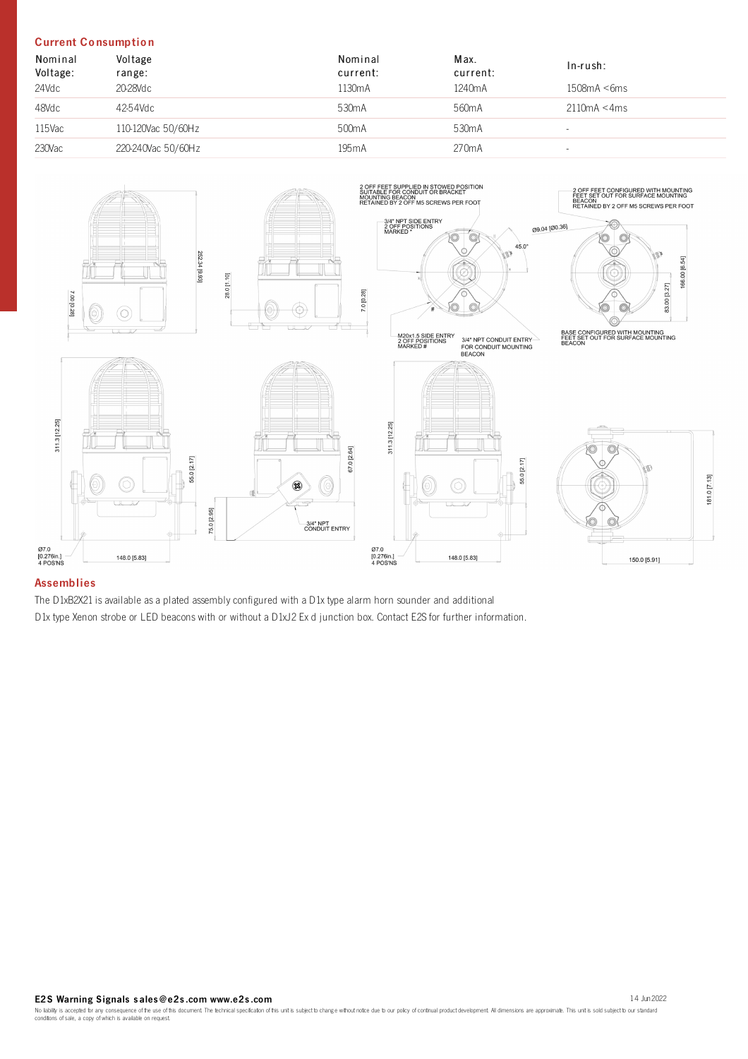## Current Consumption

| Nominal Voltage: | Voltage range: | Nominal current: | Max. current: | In-rush: |
|---|---|---|---|---|
| 24Vdc | 20-28Vdc | 1130mA | 1240mA | 1508mA <6ms |
| 48Vdc | 42-54Vdc | 530mA | 560mA | 2110mA <4ms |
| 115Vac | 110-120Vac 50/60Hz | 500mA | 530mA | - |
| 230Vac | 220-240Vac 50/60Hz | 195mA | 270mA | - |

252.34 [9.93]
7.00 [0.28]
28.0 [1.10]
7.0 [0.28]

2 OFF FEET SUPPLIED IN STOWED POSITION SUITABLE FOR CONDUIT OR BRACKET MOUNTING BEACON RETAINED BY 2 OFF M5 SCREWS PER FOOT

3/4" NPT SIDE ENTRY 2 OFF POSITIONS MARKED *

45.0°

Ø9.04 [Ø0.36]

M20x1.5 SIDE ENTRY 2 OFF POSITIONS MARKED #

3/4" NPT CONDUIT ENTRY FOR CONDUIT MOUNTING BEACON

2 OFF FEET CONFIGURED WITH MOUNTING FEET SET OUT FOR SURFACE MOUNTING BEACON RETAINED BY 2 OFF M5 SCREWS PER FOOT

166.00 [6.54]
83.00 [3.27]

BASE CONFIGURED WITH MOUNTING FEET SET OUT FOR SURFACE MOUNTING BEACON

311.3 [12.25]
55.0 [2.17]
Ø7.0 [0.276in.] 4 POS'NS
148.0 [5.83]

67.0 [2.64]
75.0 [2.95]
3/4" NPT CONDUIT ENTRY

311.3 [12.25]
55.0 [2.17]
Ø7.0 [0.276in.] 4 POS'NS
148.0 [5.83]

181.0 [7.13]
150.0 [5.91]

## Assemblies

The D1xB2X21 is available as a plated assembly configured with a D1x type alarm horn sounder and additional D1x type Xenon strobe or LED beacons with or without a D1xJ2 Ex d junction box. Contact E2S for further information.

**E2S Warning Signals sales@e2s.com www.e2s.com**

14 Jun 2022

No liability is accepted for any consequence of the use of this document. The technical specification of this unit is subject to change without notice due to our policy of continual product development. All dimensions are approximate. This unit is sold subject to our standard conditions of sale, a copy of which is available on request.